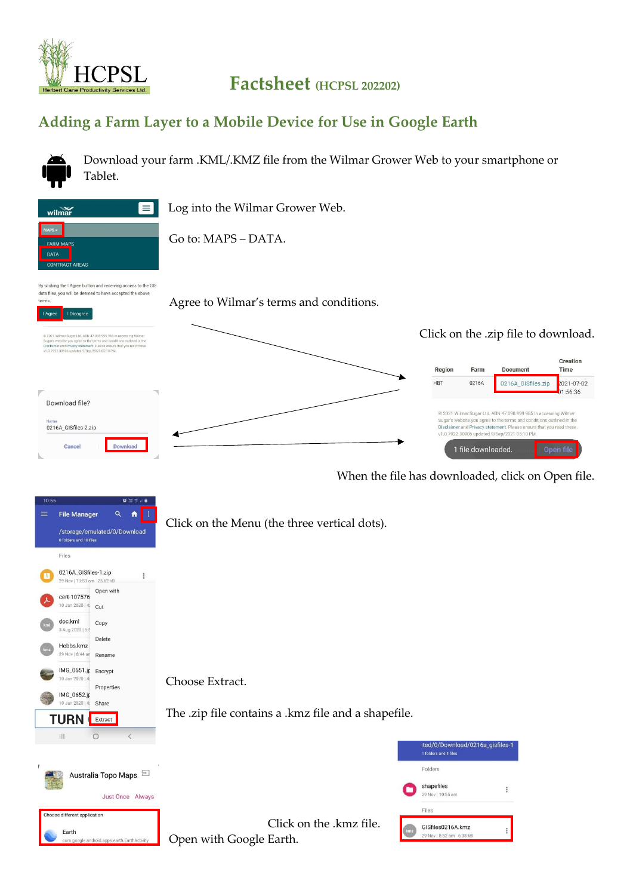HCPSL
Herbert Cane Productivity Services Ltd.

# Factsheet (HCPSL 202202)

## Adding a Farm Layer to a Mobile Device for Use in Google Earth

Download your farm .KML/.KMZ file from the Wilmar Grower Web to your smartphone or Tablet.

Log into the Wilmar Grower Web.

Go to: MAPS – DATA.

Agree to Wilmar's terms and conditions.

Click on the .zip file to download.

When the file has downloaded, click on Open file.

Click on the Menu (the three vertical dots).

Choose Extract.

The .zip file contains a .kmz file and a shapefile.

Click on the .kmz file.

Open with Google Earth.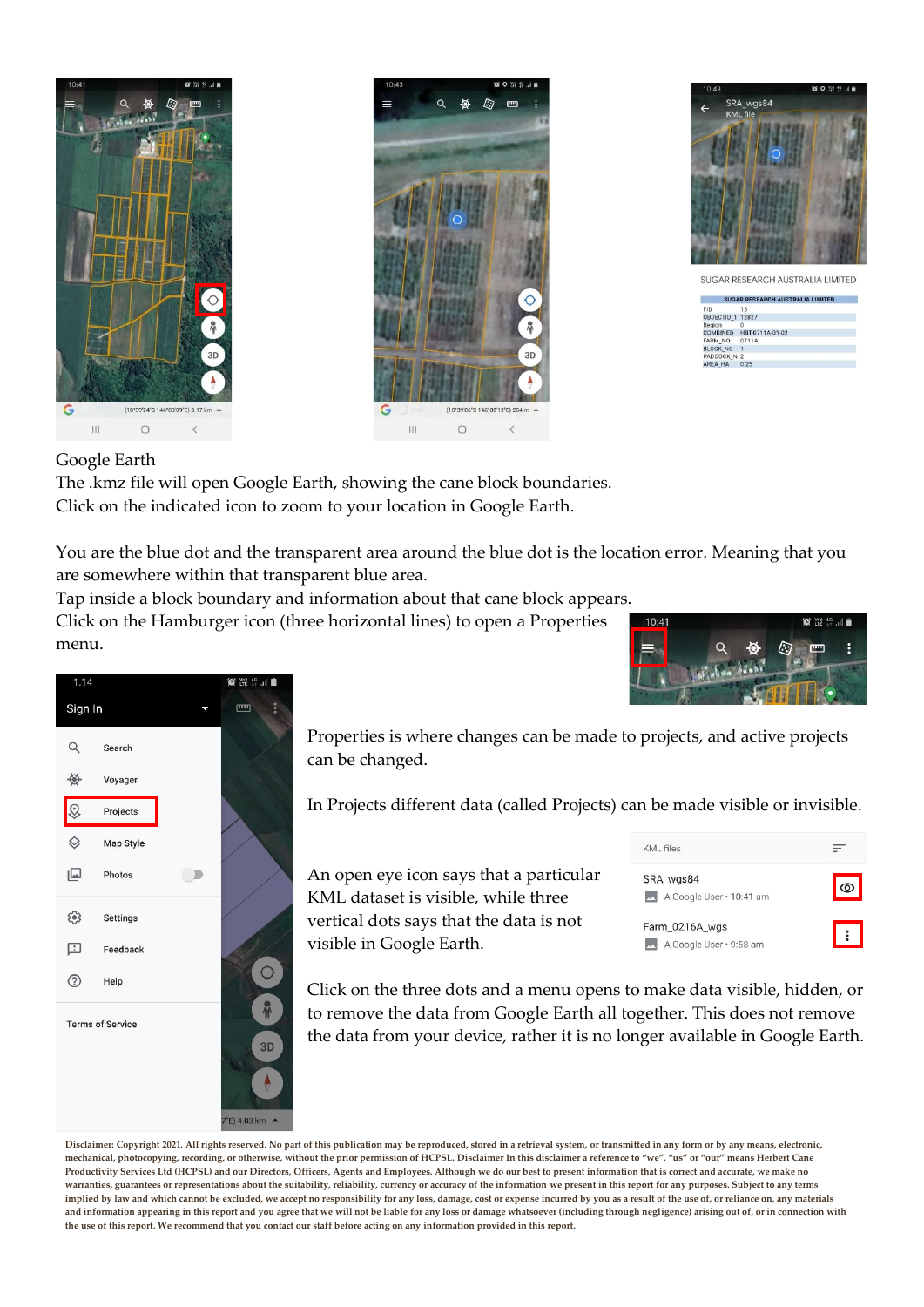Google Earth

The .kmz file will open Google Earth, showing the cane block boundaries.

Click on the indicated icon to zoom to your location in Google Earth.

You are the blue dot and the transparent area around the blue dot is the location error. Meaning that you are somewhere within that transparent blue area.

Tap inside a block boundary and information about that cane block appears.

Click on the Hamburger icon (three horizontal lines) to open a Properties menu.

Properties is where changes can be made to projects, and active projects can be changed.

In Projects different data (called Projects) can be made visible or invisible.

An open eye icon says that a particular KML dataset is visible, while three vertical dots says that the data is not visible in Google Earth.

Click on the three dots and a menu opens to make data visible, hidden, or to remove the data from Google Earth all together. This does not remove the data from your device, rather it is no longer available in Google Earth.

Disclaimer: Copyright 2021. All rights reserved. No part of this publication may be reproduced, stored in a retrieval system, or transmitted in any form or by any means, electronic, mechanical, photocopying, recording, or otherwise, without the prior permission of HCPSL. Disclaimer In this disclaimer a reference to "we", "us" or "our" means Herbert Cane Productivity Services Ltd (HCPSL) and our Directors, Officers, Agents and Employees. Although we do our best to present information that is correct and accurate, we make no warranties, guarantees or representations about the suitability, reliability, currency or accuracy of the information we present in this report for any purposes. Subject to any terms implied by law and which cannot be excluded, we accept no responsibility for any loss, damage, cost or expense incurred by you as a result of the use of, or reliance on, any materials and information appearing in this report and you agree that we will not be liable for any loss or damage whatsoever (including through negligence) arising out of, or in connection with the use of this report. We recommend that you contact our staff before acting on any information provided in this report.